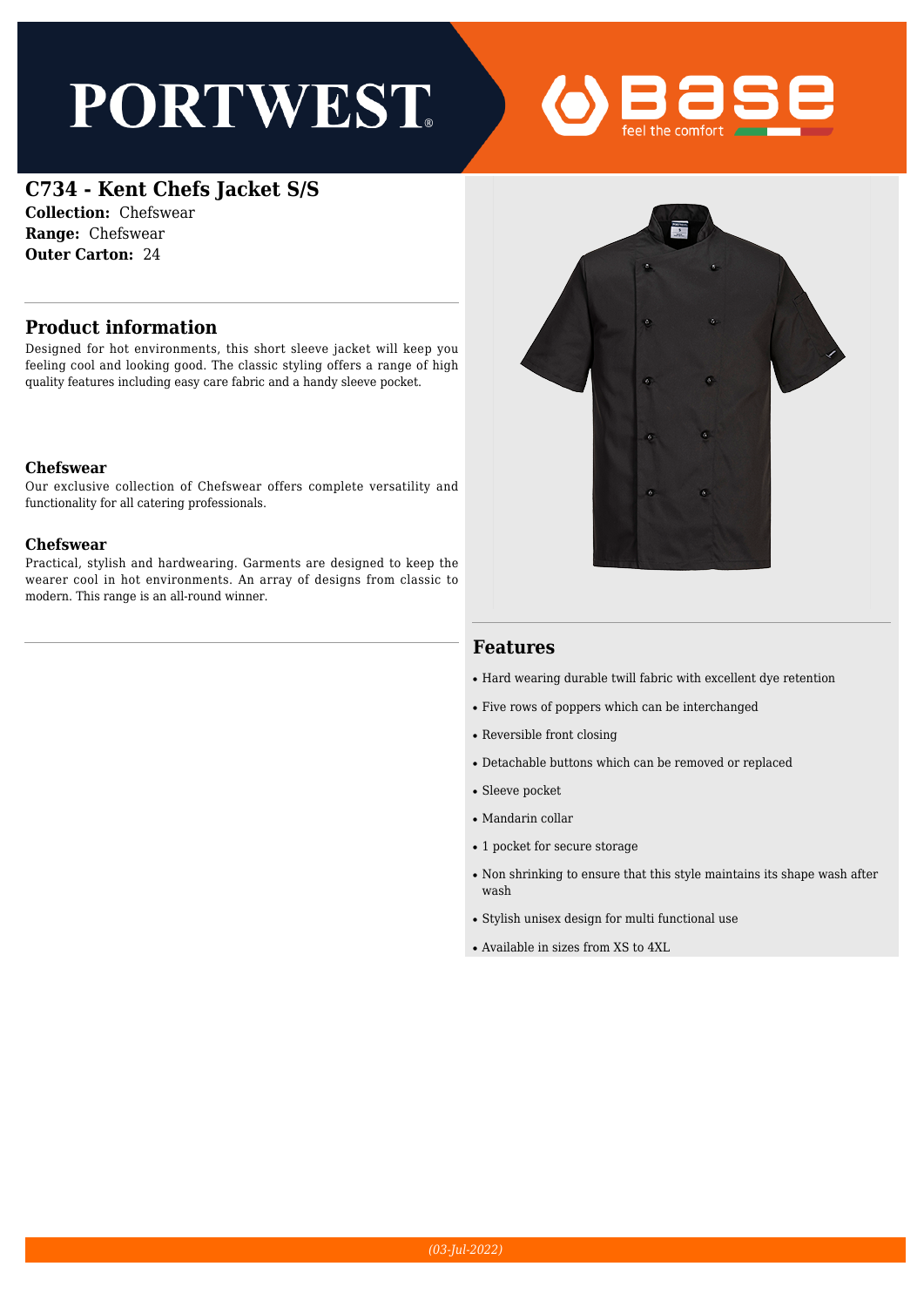# C734 - Kent Chefs Jacket S/S

**Collection:** Chefswear
**Range:** Chefswear
**Outer Carton:** 24

## Product information

Designed for hot environments, this short sleeve jacket will keep you feeling cool and looking good. The classic styling offers a range of high quality features including easy care fabric and a handy sleeve pocket.

### Chefswear

Our exclusive collection of Chefswear offers complete versatility and functionality for all catering professionals.

### Chefswear

Practical, stylish and hardwearing. Garments are designed to keep the wearer cool in hot environments. An array of designs from classic to modern. This range is an all-round winner.

## Features

- Hard wearing durable twill fabric with excellent dye retention
- Five rows of poppers which can be interchanged
- Reversible front closing
- Detachable buttons which can be removed or replaced
- Sleeve pocket
- Mandarin collar
- 1 pocket for secure storage
- Non shrinking to ensure that this style maintains its shape wash after wash
- Stylish unisex design for multi functional use
- Available in sizes from XS to 4XL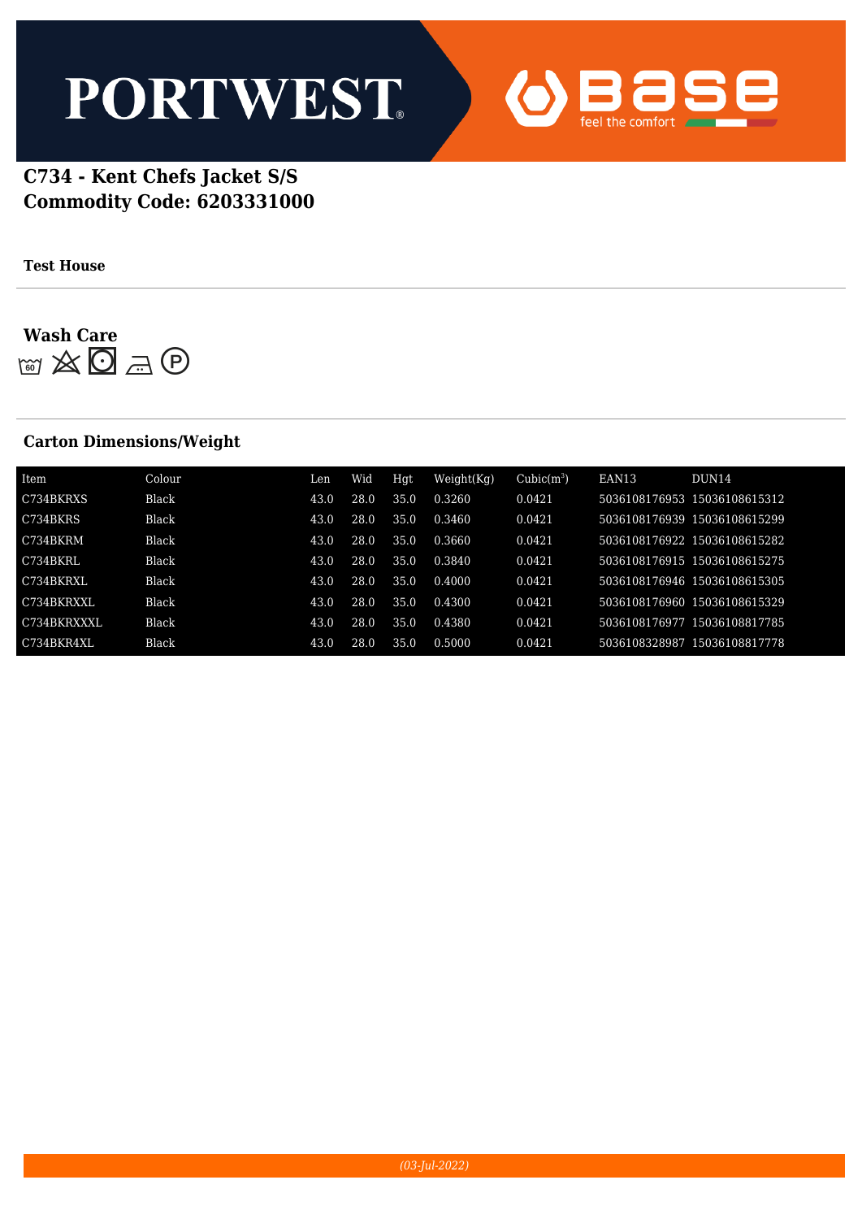## C734 - Kent Chefs Jacket S/S
## Commodity Code: 6203331000

**Test House**

### Wash Care

### Carton Dimensions/Weight

| Item | Colour | Len | Wid | Hgt | Weight(Kg) | Cubic($m^3$) | EAN13 | DUN14 |
|---|---|---|---|---|---|---|---|---|
| C734BKRXS | Black | 43.0 | 28.0 | 35.0 | 0.3260 | 0.0421 | 5036108176953 | 15036108615312 |
| C734BKRS | Black | 43.0 | 28.0 | 35.0 | 0.3460 | 0.0421 | 5036108176939 | 15036108615299 |
| C734BKRM | Black | 43.0 | 28.0 | 35.0 | 0.3660 | 0.0421 | 5036108176922 | 15036108615282 |
| C734BKRL | Black | 43.0 | 28.0 | 35.0 | 0.3840 | 0.0421 | 5036108176915 | 15036108615275 |
| C734BKRXL | Black | 43.0 | 28.0 | 35.0 | 0.4000 | 0.0421 | 5036108176946 | 15036108615305 |
| C734BKRXXL | Black | 43.0 | 28.0 | 35.0 | 0.4300 | 0.0421 | 5036108176960 | 15036108615329 |
| C734BKRXXXL | Black | 43.0 | 28.0 | 35.0 | 0.4380 | 0.0421 | 5036108176977 | 15036108817785 |
| C734BKR4XL | Black | 43.0 | 28.0 | 35.0 | 0.5000 | 0.0421 | 5036108328987 | 15036108817778 |

*(03-Jul-2022)*